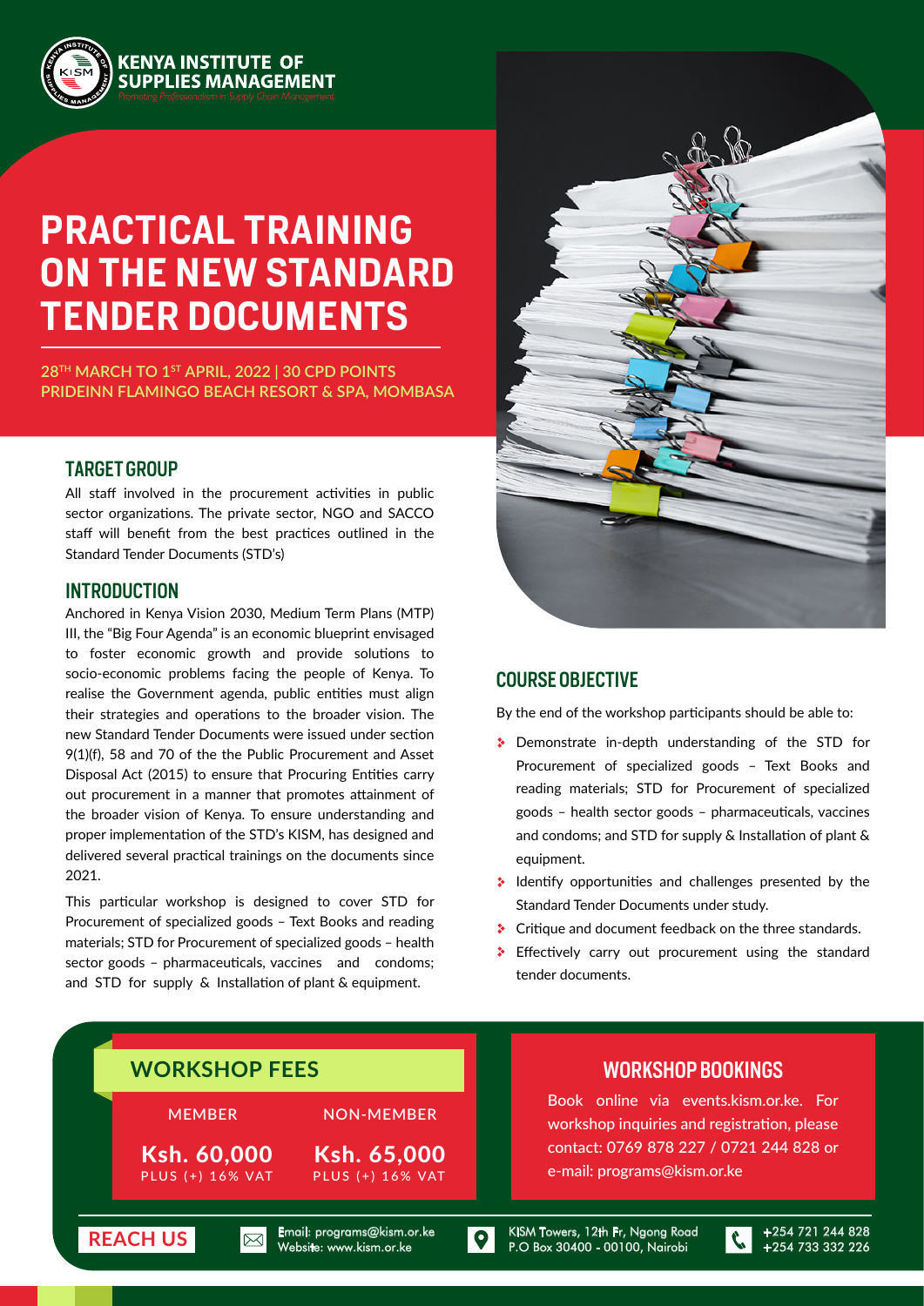**KENYA INSTITUTE OF SUPPLIES MANAGEMENT**

*Promoting Professionalism in Supply Chain Management*

# PRACTICAL TRAINING ON THE NEW STANDARD TENDER DOCUMENTS

**28TH MARCH TO 1ST APRIL, 2022 | 30 CPD POINTS**
**PRIDEINN FLAMINGO BEACH RESORT & SPA, MOMBASA**

## TARGET GROUP

All staff involved in the procurement activities in public sector organizations. The private sector, NGO and SACCO staff will benefit from the best practices outlined in the Standard Tender Documents (STD's)

## INTRODUCTION

Anchored in Kenya Vision 2030, Medium Term Plans (MTP) III, the "Big Four Agenda" is an economic blueprint envisaged to foster economic growth and provide solutions to socio-economic problems facing the people of Kenya. To realise the Government agenda, public entities must align their strategies and operations to the broader vision. The new Standard Tender Documents were issued under section 9(1)(f), 58 and 70 of the the Public Procurement and Asset Disposal Act (2015) to ensure that Procuring Entities carry out procurement in a manner that promotes attainment of the broader vision of Kenya. To ensure understanding and proper implementation of the STD's KISM, has designed and delivered several practical trainings on the documents since 2021.

This particular workshop is designed to cover STD for Procurement of specialized goods – Text Books and reading materials; STD for Procurement of specialized goods – health sector goods – pharmaceuticals, vaccines and condoms; and STD for supply & Installation of plant & equipment.

## COURSE OBJECTIVE

By the end of the workshop participants should be able to:

- Demonstrate in-depth understanding of the STD for Procurement of specialized goods – Text Books and reading materials; STD for Procurement of specialized goods – health sector goods – pharmaceuticals, vaccines and condoms; and STD for supply & Installation of plant & equipment.
- Identify opportunities and challenges presented by the Standard Tender Documents under study.
- Critique and document feedback on the three standards.
- Effectively carry out procurement using the standard tender documents.

## WORKSHOP FEES

| MEMBER | NON-MEMBER |
|---|---|
| **Ksh. 60,000** PLUS (+) 16% VAT | **Ksh. 65,000** PLUS (+) 16% VAT |

## WORKSHOP BOOKINGS

Book online via events.kism.or.ke. For workshop inquiries and registration, please contact: 0769 878 227 / 0721 244 828 or e-mail: programs@kism.or.ke

**REACH US**

Email: programs@kism.or.ke
Website: www.kism.or.ke

KISM Towers, 12th Flr, Ngong Road
P.O Box 30400 - 00100, Nairobi

+254 721 244 828
+254 733 332 226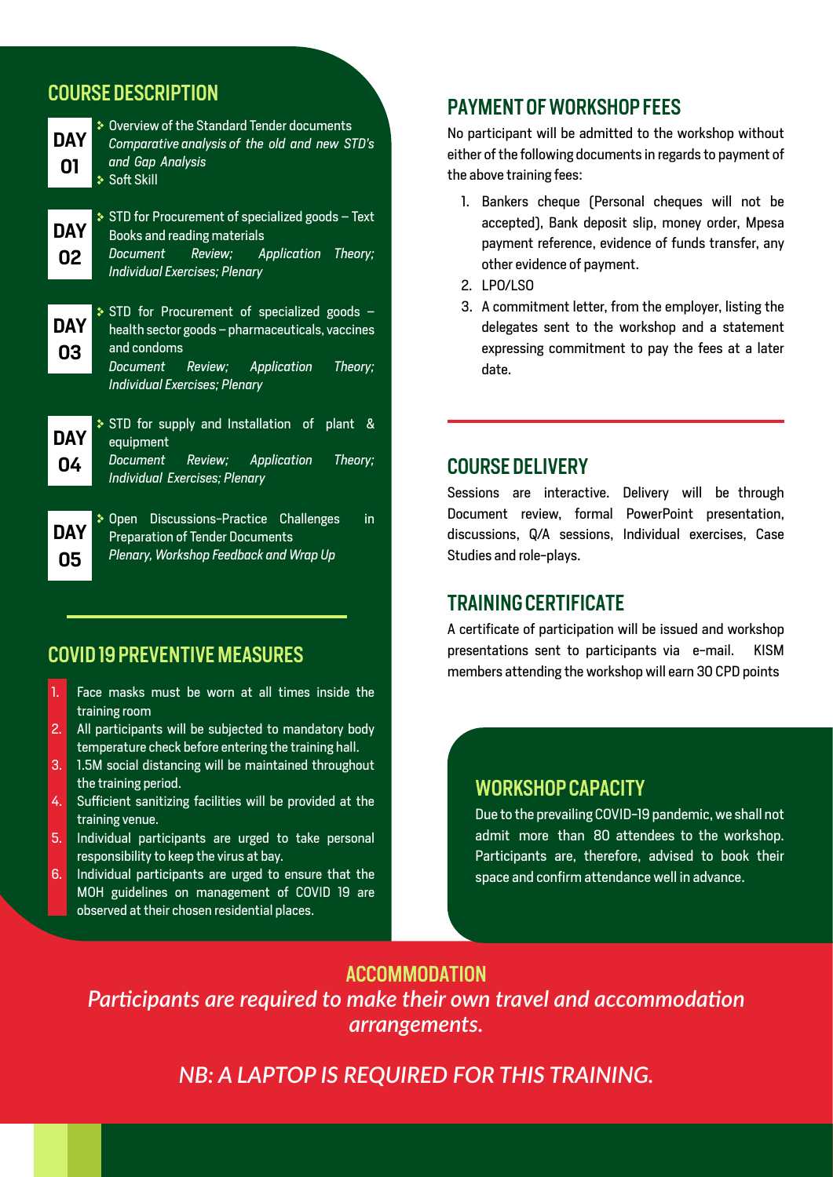## COURSE DESCRIPTION

**DAY 01**

- Overview of the Standard Tender documents
  *Comparative analysis of the old and new STD's and Gap Analysis*
- Soft Skill

**DAY 02**

- STD for Procurement of specialized goods – Text Books and reading materials
  *Document Review; Application Theory; Individual Exercises; Plenary*

**DAY 03**

- STD for Procurement of specialized goods – health sector goods – pharmaceuticals, vaccines and condoms
  *Document Review; Application Theory; Individual Exercises; Plenary*

**DAY 04**

- STD for supply and Installation of plant & equipment
  *Document Review; Application Theory; Individual Exercises; Plenary*

**DAY 05**

- Open Discussions-Practice Challenges in Preparation of Tender Documents
  *Plenary, Workshop Feedback and Wrap Up*

## COVID 19 PREVENTIVE MEASURES

1. Face masks must be worn at all times inside the training room
2. All participants will be subjected to mandatory body temperature check before entering the training hall.
3. 1.5M social distancing will be maintained throughout the training period.
4. Sufficient sanitizing facilities will be provided at the training venue.
5. Individual participants are urged to take personal responsibility to keep the virus at bay.
6. Individual participants are urged to ensure that the MOH guidelines on management of COVID 19 are observed at their chosen residential places.

## PAYMENT OF WORKSHOP FEES

No participant will be admitted to the workshop without either of the following documents in regards to payment of the above training fees:

1. Bankers cheque (Personal cheques will not be accepted), Bank deposit slip, money order, Mpesa payment reference, evidence of funds transfer, any other evidence of payment.
2. LPO/LSO
3. A commitment letter, from the employer, listing the delegates sent to the workshop and a statement expressing commitment to pay the fees at a later date.

## COURSE DELIVERY

Sessions are interactive. Delivery will be through Document review, formal PowerPoint presentation, discussions, Q/A sessions, Individual exercises, Case Studies and role-plays.

## TRAINING CERTIFICATE

A certificate of participation will be issued and workshop presentations sent to participants via e-mail. KISM members attending the workshop will earn 30 CPD points

## WORKSHOP CAPACITY

Due to the prevailing COVID-19 pandemic, we shall not admit more than 80 attendees to the workshop. Participants are, therefore, advised to book their space and confirm attendance well in advance.

## ACCOMMODATION

*Participants are required to make their own travel and accommodation arrangements.*

*NB: A LAPTOP IS REQUIRED FOR THIS TRAINING.*